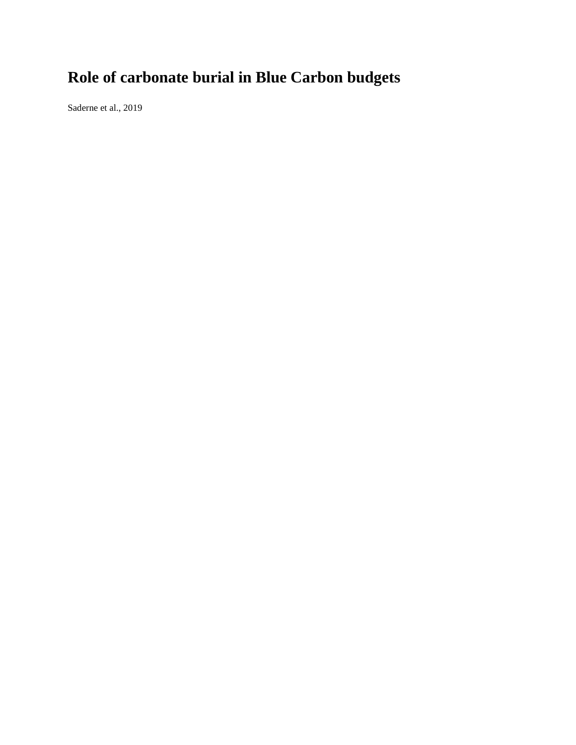# Role of carbonate burial in Blue Carbon budgets

Saderne et al., 2019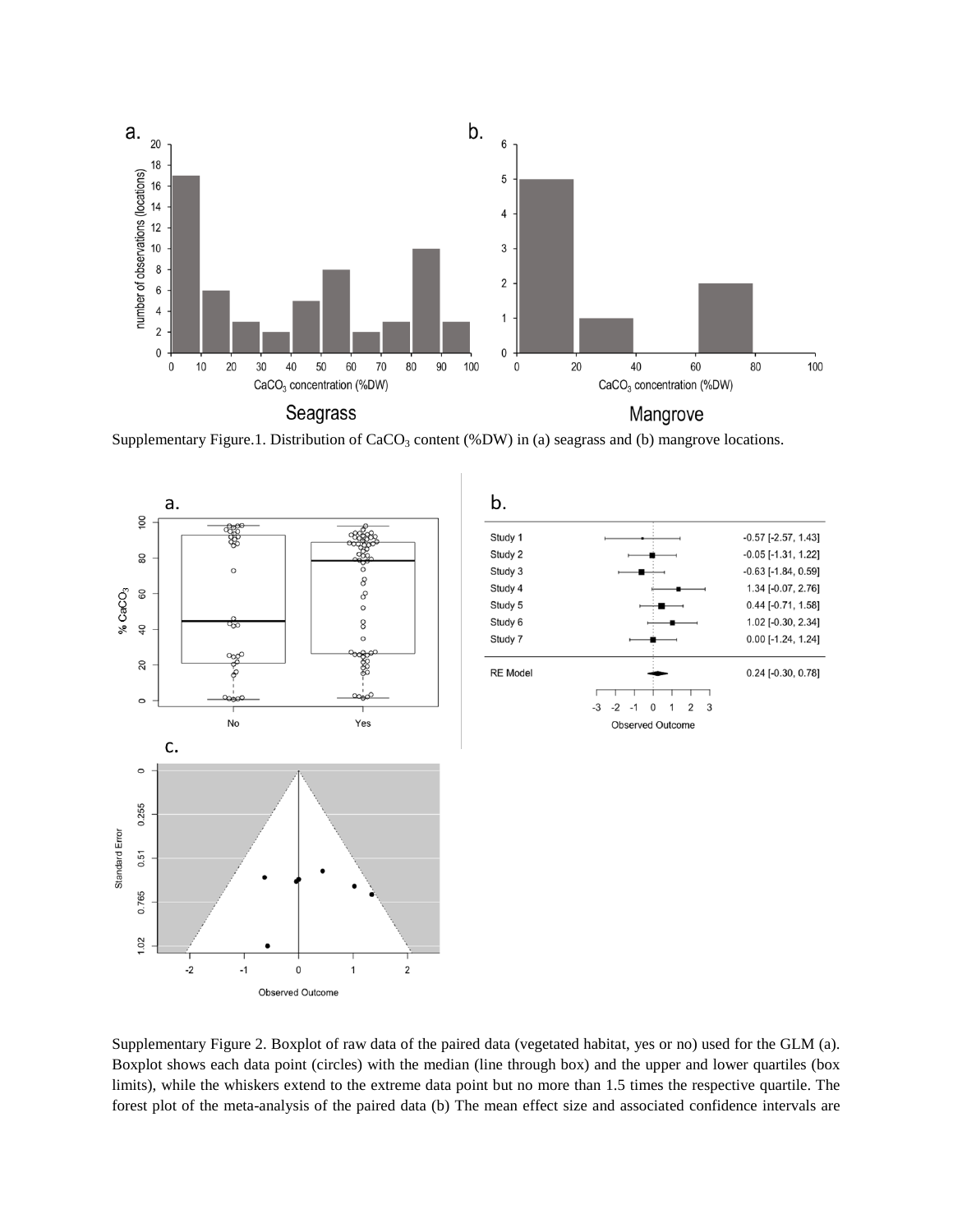Supplementary Figure.1. Distribution of $CaCO_3$ content (%DW) in (a) seagrass and (b) mangrove locations.

Supplementary Figure 2. Boxplot of raw data of the paired data (vegetated habitat, yes or no) used for the GLM (a). Boxplot shows each data point (circles) with the median (line through box) and the upper and lower quartiles (box limits), while the whiskers extend to the extreme data point but no more than 1.5 times the respective quartile. The forest plot of the meta-analysis of the paired data (b) The mean effect size and associated confidence intervals are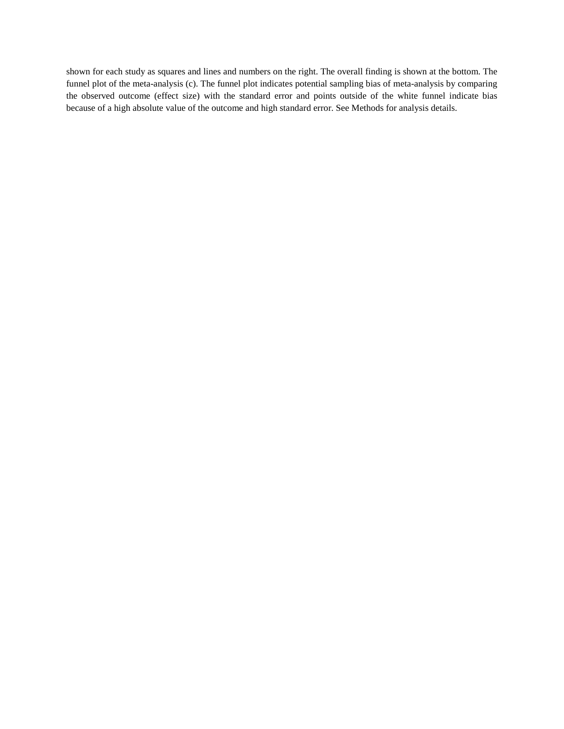shown for each study as squares and lines and numbers on the right. The overall finding is shown at the bottom. The funnel plot of the meta-analysis (c). The funnel plot indicates potential sampling bias of meta-analysis by comparing the observed outcome (effect size) with the standard error and points outside of the white funnel indicate bias because of a high absolute value of the outcome and high standard error. See Methods for analysis details.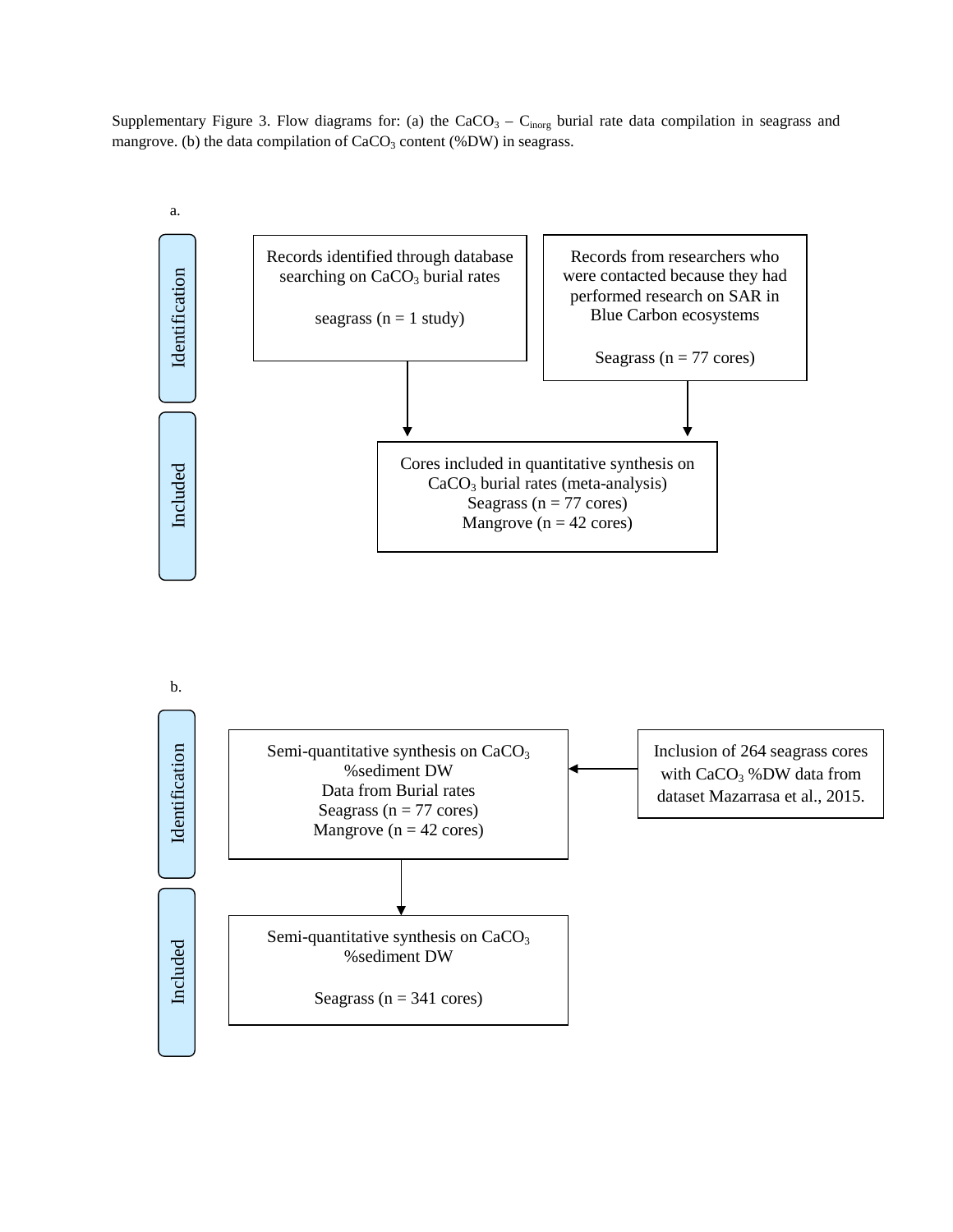Supplementary Figure 3. Flow diagrams for: (a) the $CaCO_3$ – $C_{inorg}$ burial rate data compilation in seagrass and mangrove. (b) the data compilation of $CaCO_3$ content (%DW) in seagrass.

a.

**Identification**

Records identified through database searching on $CaCO_3$ burial rates

seagrass (n = 1 study)

Records from researchers who were contacted because they had performed research on SAR in Blue Carbon ecosystems

Seagrass (n = 77 cores)

**Included**

Cores included in quantitative synthesis on $CaCO_3$ burial rates (meta-analysis)
Seagrass (n = 77 cores)
Mangrove (n = 42 cores)

b.

**Identification**

Semi-quantitative synthesis on $CaCO_3$ %sediment DW
Data from Burial rates
Seagrass (n = 77 cores)
Mangrove (n = 42 cores)

Inclusion of 264 seagrass cores with $CaCO_3$ %DW data from dataset Mazarrasa et al., 2015.

**Included**

Semi-quantitative synthesis on $CaCO_3$ %sediment DW

Seagrass (n = 341 cores)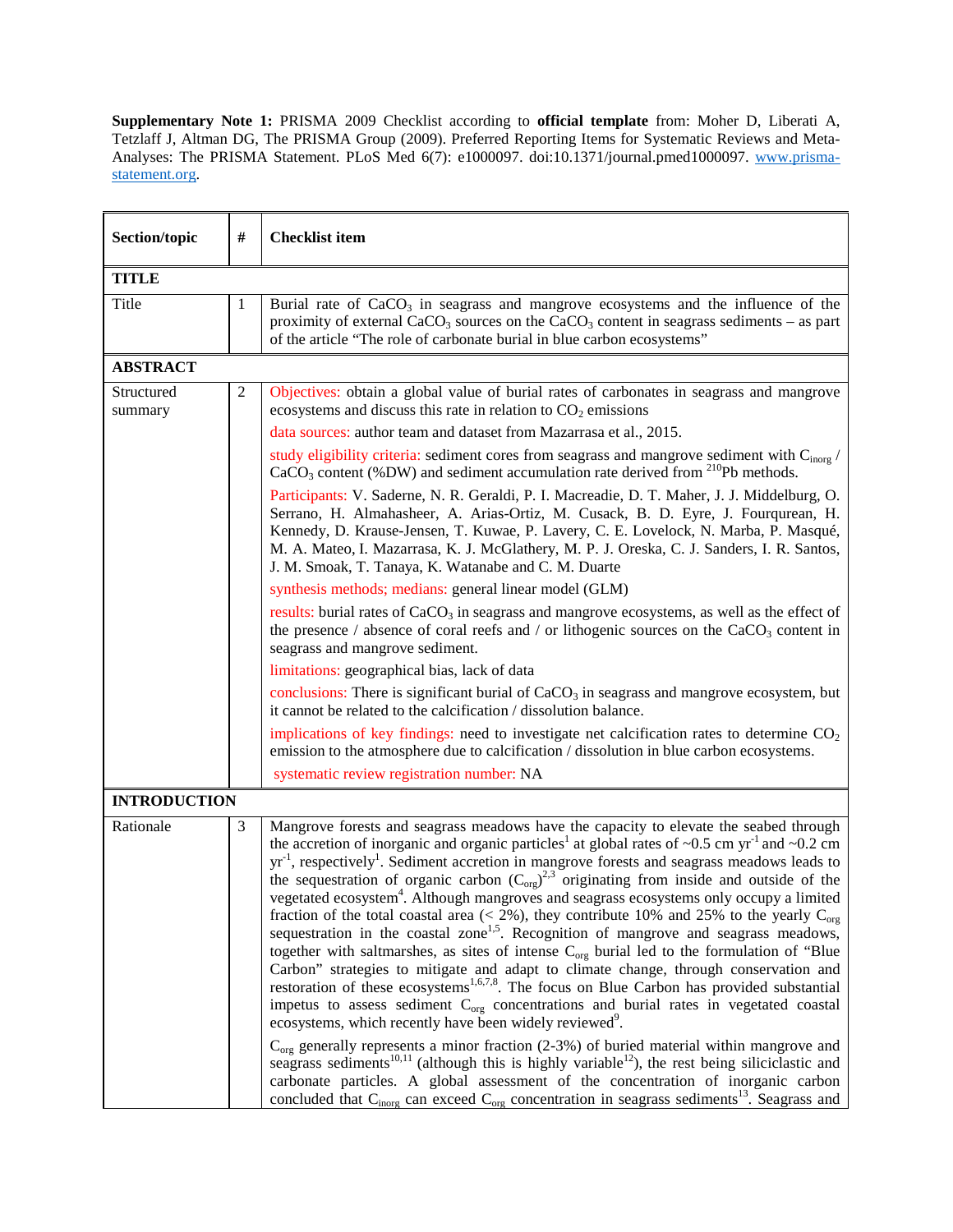**Supplementary Note 1:** PRISMA 2009 Checklist according to **official template** from: Moher D, Liberati A, Tetzlaff J, Altman DG, The PRISMA Group (2009). Preferred Reporting Items for Systematic Reviews and Meta-Analyses: The PRISMA Statement. PLoS Med 6(7): e1000097. doi:10.1371/journal.pmed1000097. www.prisma-statement.org.

| Section/topic | # | Checklist item |
|---|---|---|
| **TITLE** | | |
| Title | 1 | Burial rate of $CaCO_3$ in seagrass and mangrove ecosystems and the influence of the proximity of external $CaCO_3$ sources on the $CaCO_3$ content in seagrass sediments – as part of the article "The role of carbonate burial in blue carbon ecosystems" |
| **ABSTRACT** | | |
| Structured summary | 2 | Objectives: obtain a global value of burial rates of carbonates in seagrass and mangrove ecosystems and discuss this rate in relation to $CO_2$ emissions<br>data sources: author team and dataset from Mazarrasa et al., 2015.<br>study eligibility criteria: sediment cores from seagrass and mangrove sediment with $C_{inorg}$ / $CaCO_3$ content (%DW) and sediment accumulation rate derived from $^{210}Pb$ methods.<br>Participants: V. Saderne, N. R. Geraldi, P. I. Macreadie, D. T. Maher, J. J. Middelburg, O. Serrano, H. Almahasheer, A. Arias-Ortiz, M. Cusack, B. D. Eyre, J. Fourqurean, H. Kennedy, D. Krause-Jensen, T. Kuwae, P. Lavery, C. E. Lovelock, N. Marba, P. Masqué, M. A. Mateo, I. Mazarrasa, K. J. McGlathery, M. P. J. Oreska, C. J. Sanders, I. R. Santos, J. M. Smoak, T. Tanaya, K. Watanabe and C. M. Duarte<br>synthesis methods; medians: general linear model (GLM)<br>results: burial rates of $CaCO_3$ in seagrass and mangrove ecosystems, as well as the effect of the presence / absence of coral reefs and / or lithogenic sources on the $CaCO_3$ content in seagrass and mangrove sediment.<br>limitations: geographical bias, lack of data<br>conclusions: There is significant burial of $CaCO_3$ in seagrass and mangrove ecosystem, but it cannot be related to the calcification / dissolution balance.<br>implications of key findings: need to investigate net calcification rates to determine $CO_2$ emission to the atmosphere due to calcification / dissolution in blue carbon ecosystems.<br>systematic review registration number: NA |
| **INTRODUCTION** | | |
| Rationale | 3 | Mangrove forests and seagrass meadows have the capacity to elevate the seabed through the accretion of inorganic and organic particles[1] at global rates of ~0.5 cm $yr^{-1}$ and ~0.2 cm $yr^{-1}$, respectively[1]. Sediment accretion in mangrove forests and seagrass meadows leads to the sequestration of organic carbon ($C_{org}$)[2,3] originating from inside and outside of the vegetated ecosystem[4]. Although mangroves and seagrass ecosystems only occupy a limited fraction of the total coastal area (< 2%), they contribute 10% and 25% to the yearly $C_{org}$ sequestration in the coastal zone[1,5]. Recognition of mangrove and seagrass meadows, together with saltmarshes, as sites of intense $C_{org}$ burial led to the formulation of "Blue Carbon" strategies to mitigate and adapt to climate change, through conservation and restoration of these ecosystems[1,6,7,8]. The focus on Blue Carbon has provided substantial impetus to assess sediment $C_{org}$ concentrations and burial rates in vegetated coastal ecosystems, which recently have been widely reviewed[9].<br>$C_{org}$ generally represents a minor fraction (2-3%) of buried material within mangrove and seagrass sediments[10,11] (although this is highly variable[12]), the rest being siliciclastic and carbonate particles. A global assessment of the concentration of inorganic carbon concluded that $C_{inorg}$ can exceed $C_{org}$ concentration in seagrass sediments[13]. Seagrass and |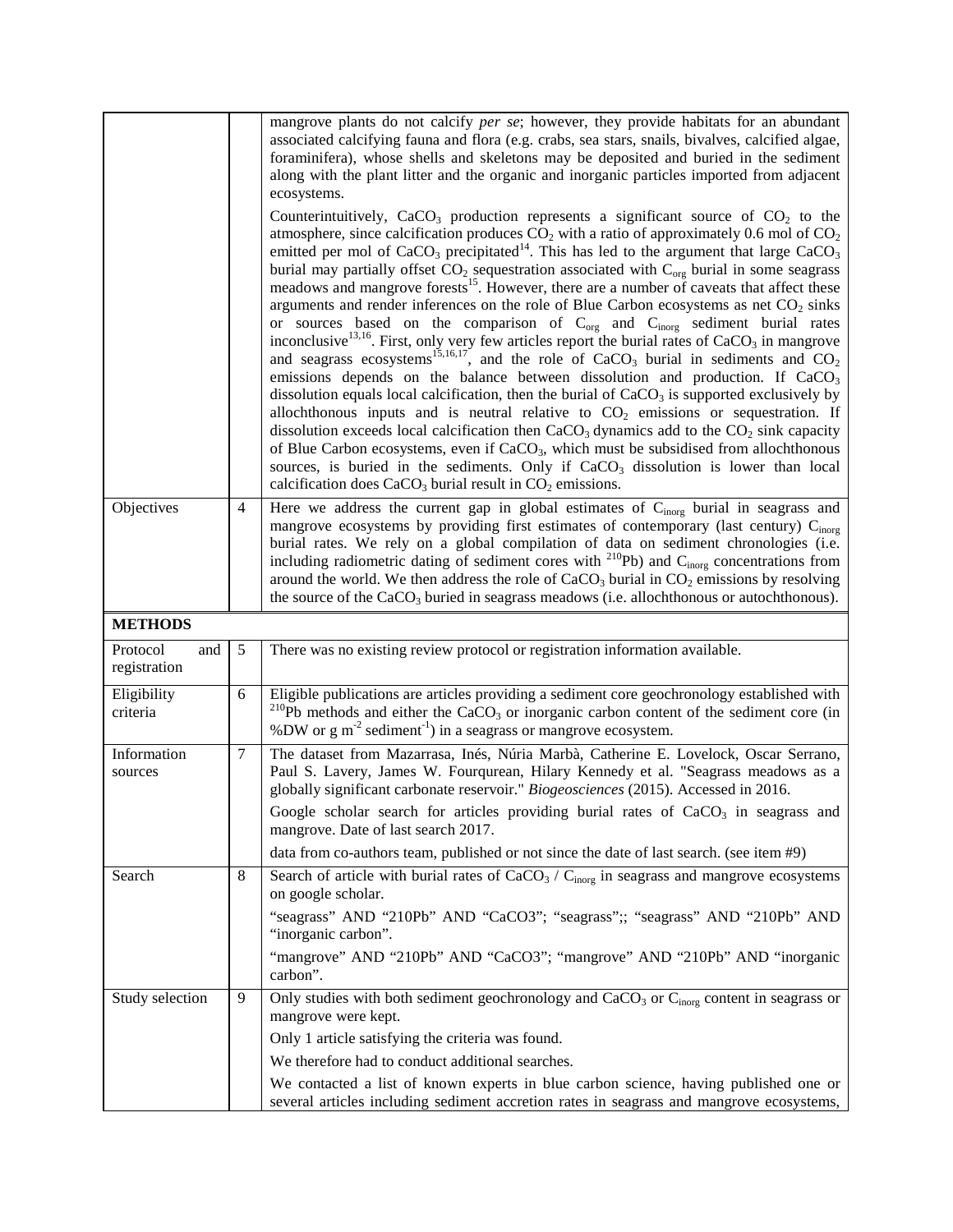| | | |
|---|---|---|
| | | mangrove plants do not calcify *per se*; however, they provide habitats for an abundant associated calcifying fauna and flora (e.g. crabs, sea stars, snails, bivalves, calcified algae, foraminifera), whose shells and skeletons may be deposited and buried in the sediment along with the plant litter and the organic and inorganic particles imported from adjacent ecosystems.<br><br>Counterintuitively, $CaCO_3$ production represents a significant source of $CO_2$ to the atmosphere, since calcification produces $CO_2$ with a ratio of approximately 0.6 mol of $CO_2$ emitted per mol of $CaCO_3$ precipitated[14]. This has led to the argument that large $CaCO_3$ burial may partially offset $CO_2$ sequestration associated with $C_{org}$ burial in some seagrass meadows and mangrove forests[15]. However, there are a number of caveats that affect these arguments and render inferences on the role of Blue Carbon ecosystems as net $CO_2$ sinks or sources based on the comparison of $C_{org}$ and $C_{inorg}$ sediment burial rates inconclusive[13,16]. First, only very few articles report the burial rates of $CaCO_3$ in mangrove and seagrass ecosystems[15,16,17], and the role of $CaCO_3$ burial in sediments and $CO_2$ emissions depends on the balance between dissolution and production. If $CaCO_3$ dissolution equals local calcification, then the burial of $CaCO_3$ is supported exclusively by allochthonous inputs and is neutral relative to $CO_2$ emissions or sequestration. If dissolution exceeds local calcification then $CaCO_3$ dynamics add to the $CO_2$ sink capacity of Blue Carbon ecosystems, even if $CaCO_3$, which must be subsidised from allochthonous sources, is buried in the sediments. Only if $CaCO_3$ dissolution is lower than local calcification does $CaCO_3$ burial result in $CO_2$ emissions. |
| Objectives | 4 | Here we address the current gap in global estimates of $C_{inorg}$ burial in seagrass and mangrove ecosystems by providing first estimates of contemporary (last century) $C_{inorg}$ burial rates. We rely on a global compilation of data on sediment chronologies (i.e. including radiometric dating of sediment cores with $^{210}Pb$) and $C_{inorg}$ concentrations from around the world. We then address the role of $CaCO_3$ burial in $CO_2$ emissions by resolving the source of the $CaCO_3$ buried in seagrass meadows (i.e. allochthonous or autochthonous). |
| **METHODS** | | |
| Protocol and registration | 5 | There was no existing review protocol or registration information available. |
| Eligibility criteria | 6 | Eligible publications are articles providing a sediment core geochronology established with $^{210}Pb$ methods and either the $CaCO_3$ or inorganic carbon content of the sediment core (in %DW or g $m^{-2}$ $sediment^{-1}$) in a seagrass or mangrove ecosystem. |
| Information sources | 7 | The dataset from Mazarrasa, Inés, Núria Marbà, Catherine E. Lovelock, Oscar Serrano, Paul S. Lavery, James W. Fourqurean, Hilary Kennedy et al. "Seagrass meadows as a globally significant carbonate reservoir." *Biogeosciences* (2015). Accessed in 2016.<br><br>Google scholar search for articles providing burial rates of $CaCO_3$ in seagrass and mangrove. Date of last search 2017.<br><br>data from co-authors team, published or not since the date of last search. (see item #9) |
| Search | 8 | Search of article with burial rates of $CaCO_3$ / $C_{inorg}$ in seagrass and mangrove ecosystems on google scholar.<br><br>"seagrass" AND "210Pb" AND "CaCO3"; "seagrass";; "seagrass" AND "210Pb" AND "inorganic carbon".<br><br>"mangrove" AND "210Pb" AND "CaCO3"; "mangrove" AND "210Pb" AND "inorganic carbon". |
| Study selection | 9 | Only studies with both sediment geochronology and $CaCO_3$ or $C_{inorg}$ content in seagrass or mangrove were kept.<br><br>Only 1 article satisfying the criteria was found.<br><br>We therefore had to conduct additional searches.<br><br>We contacted a list of known experts in blue carbon science, having published one or several articles including sediment accretion rates in seagrass and mangrove ecosystems, |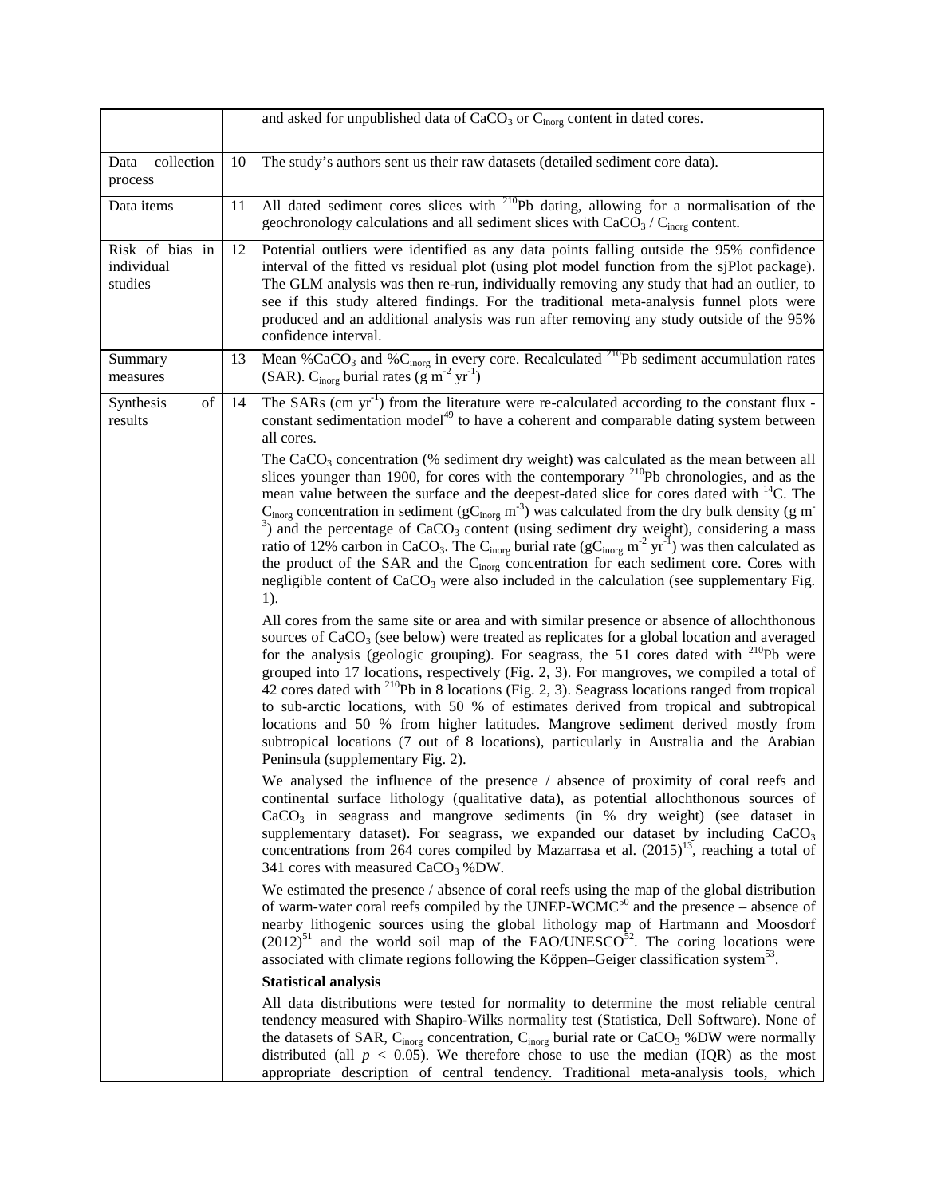| | | |
|---|---|---|
| | | and asked for unpublished data of $CaCO_3$ or $C_{inorg}$ content in dated cores. |
| Data collection process | 10 | The study's authors sent us their raw datasets (detailed sediment core data). |
| Data items | 11 | All dated sediment cores slices with $^{210}Pb$ dating, allowing for a normalisation of the geochronology calculations and all sediment slices with $CaCO_3$ / $C_{inorg}$ content. |
| Risk of bias in individual studies | 12 | Potential outliers were identified as any data points falling outside the 95% confidence interval of the fitted vs residual plot (using plot model function from the sjPlot package). The GLM analysis was then re-run, individually removing any study that had an outlier, to see if this study altered findings. For the traditional meta-analysis funnel plots were produced and an additional analysis was run after removing any study outside of the 95% confidence interval. |
| Summary measures | 13 | Mean $\%CaCO_3$ and $\%C_{inorg}$ in every core. Recalculated $^{210}Pb$ sediment accumulation rates (SAR). $C_{inorg}$ burial rates ($g\ m^{-2}\ yr^{-1}$) |
| Synthesis of results | 14 | The SARs ($cm\ yr^{-1}$) from the literature were re-calculated according to the constant flux - constant sedimentation model[49] to have a coherent and comparable dating system between all cores.<br><br>The $CaCO_3$ concentration (% sediment dry weight) was calculated as the mean between all slices younger than 1900, for cores with the contemporary $^{210}Pb$ chronologies, and as the mean value between the surface and the deepest-dated slice for cores dated with $^{14}C$. The $C_{inorg}$ concentration in sediment ($gC_{inorg}\ m^{-3}$) was calculated from the dry bulk density ($g\ m^{-3}$) and the percentage of $CaCO_3$ content (using sediment dry weight), considering a mass ratio of 12% carbon in $CaCO_3$. The $C_{inorg}$ burial rate ($gC_{inorg}\ m^{-2}\ yr^{-1}$) was then calculated as the product of the SAR and the $C_{inorg}$ concentration for each sediment core. Cores with negligible content of $CaCO_3$ were also included in the calculation (see supplementary Fig. 1).<br><br>All cores from the same site or area and with similar presence or absence of allochthonous sources of $CaCO_3$ (see below) were treated as replicates for a global location and averaged for the analysis (geologic grouping). For seagrass, the 51 cores dated with $^{210}Pb$ were grouped into 17 locations, respectively (Fig. 2, 3). For mangroves, we compiled a total of 42 cores dated with $^{210}Pb$ in 8 locations (Fig. 2, 3). Seagrass locations ranged from tropical to sub-arctic locations, with 50 % of estimates derived from tropical and subtropical locations and 50 % from higher latitudes. Mangrove sediment derived mostly from subtropical locations (7 out of 8 locations), particularly in Australia and the Arabian Peninsula (supplementary Fig. 2).<br><br>We analysed the influence of the presence / absence of proximity of coral reefs and continental surface lithology (qualitative data), as potential allochthonous sources of $CaCO_3$ in seagrass and mangrove sediments (in % dry weight) (see dataset in supplementary dataset). For seagrass, we expanded our dataset by including $CaCO_3$ concentrations from 264 cores compiled by Mazarrasa et al. (2015)[13], reaching a total of 341 cores with measured $CaCO_3$ %DW.<br><br>We estimated the presence / absence of coral reefs using the map of the global distribution of warm-water coral reefs compiled by the UNEP-WCMC[50] and the presence – absence of nearby lithogenic sources using the global lithology map of Hartmann and Moosdorf (2012)[51] and the world soil map of the FAO/UNESCO[52]. The coring locations were associated with climate regions following the Köppen–Geiger classification system[53].<br><br>**Statistical analysis**<br><br>All data distributions were tested for normality to determine the most reliable central tendency measured with Shapiro-Wilks normality test (Statistica, Dell Software). None of the datasets of SAR, $C_{inorg}$ concentration, $C_{inorg}$ burial rate or $CaCO_3$ %DW were normally distributed (all $p < 0.05$). We therefore chose to use the median (IQR) as the most appropriate description of central tendency. Traditional meta-analysis tools, which |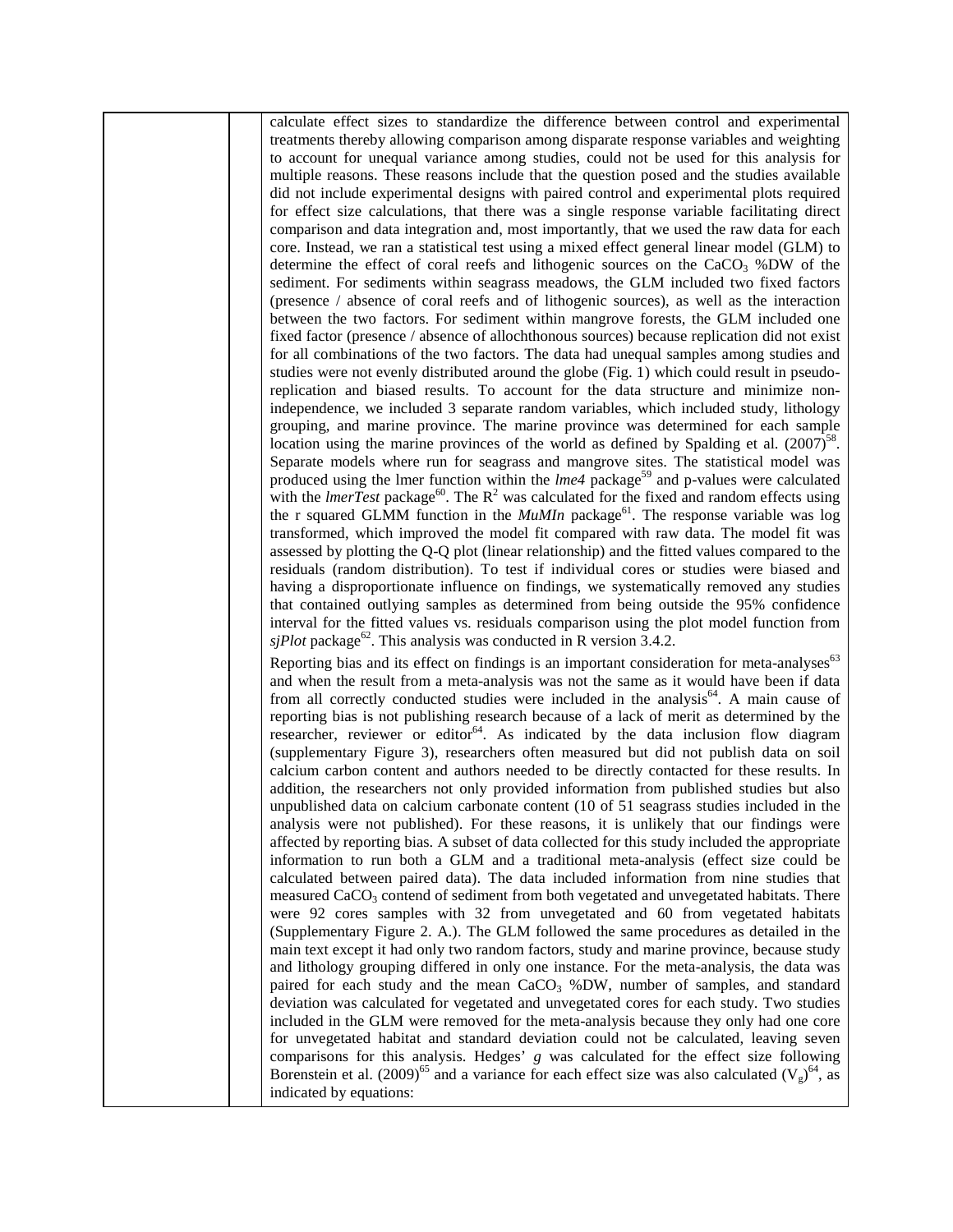calculate effect sizes to standardize the difference between control and experimental treatments thereby allowing comparison among disparate response variables and weighting to account for unequal variance among studies, could not be used for this analysis for multiple reasons. These reasons include that the question posed and the studies available did not include experimental designs with paired control and experimental plots required for effect size calculations, that there was a single response variable facilitating direct comparison and data integration and, most importantly, that we used the raw data for each core. Instead, we ran a statistical test using a mixed effect general linear model (GLM) to determine the effect of coral reefs and lithogenic sources on the $CaCO_3$ %DW of the sediment. For sediments within seagrass meadows, the GLM included two fixed factors (presence / absence of coral reefs and of lithogenic sources), as well as the interaction between the two factors. For sediment within mangrove forests, the GLM included one fixed factor (presence / absence of allochthonous sources) because replication did not exist for all combinations of the two factors. The data had unequal samples among studies and studies were not evenly distributed around the globe (Fig. 1) which could result in pseudo-replication and biased results. To account for the data structure and minimize non-independence, we included 3 separate random variables, which included study, lithology grouping, and marine province. The marine province was determined for each sample location using the marine provinces of the world as defined by Spalding et al. (2007)[58]. Separate models where run for seagrass and mangrove sites. The statistical model was produced using the lmer function within the *lme4* package[59] and p-values were calculated with the *lmerTest* package[60]. The $R^2$ was calculated for the fixed and random effects using the r squared GLMM function in the *MuMIn* package[61]. The response variable was log transformed, which improved the model fit compared with raw data. The model fit was assessed by plotting the Q-Q plot (linear relationship) and the fitted values compared to the residuals (random distribution). To test if individual cores or studies were biased and having a disproportionate influence on findings, we systematically removed any studies that contained outlying samples as determined from being outside the 95% confidence interval for the fitted values vs. residuals comparison using the plot model function from *sjPlot* package[62]. This analysis was conducted in R version 3.4.2.

Reporting bias and its effect on findings is an important consideration for meta-analyses[63] and when the result from a meta-analysis was not the same as it would have been if data from all correctly conducted studies were included in the analysis[64]. A main cause of reporting bias is not publishing research because of a lack of merit as determined by the researcher, reviewer or editor[64]. As indicated by the data inclusion flow diagram (supplementary Figure 3), researchers often measured but did not publish data on soil calcium carbon content and authors needed to be directly contacted for these results. In addition, the researchers not only provided information from published studies but also unpublished data on calcium carbonate content (10 of 51 seagrass studies included in the analysis were not published). For these reasons, it is unlikely that our findings were affected by reporting bias. A subset of data collected for this study included the appropriate information to run both a GLM and a traditional meta-analysis (effect size could be calculated between paired data). The data included information from nine studies that measured $CaCO_3$ contend of sediment from both vegetated and unvegetated habitats. There were 92 cores samples with 32 from unvegetated and 60 from vegetated habitats (Supplementary Figure 2. A.). The GLM followed the same procedures as detailed in the main text except it had only two random factors, study and marine province, because study and lithology grouping differed in only one instance. For the meta-analysis, the data was paired for each study and the mean $CaCO_3$ %DW, number of samples, and standard deviation was calculated for vegetated and unvegetated cores for each study. Two studies included in the GLM were removed for the meta-analysis because they only had one core for unvegetated habitat and standard deviation could not be calculated, leaving seven comparisons for this analysis. Hedges' $g$ was calculated for the effect size following Borenstein et al. (2009)[65] and a variance for each effect size was also calculated ($V_g$)[64], as indicated by equations: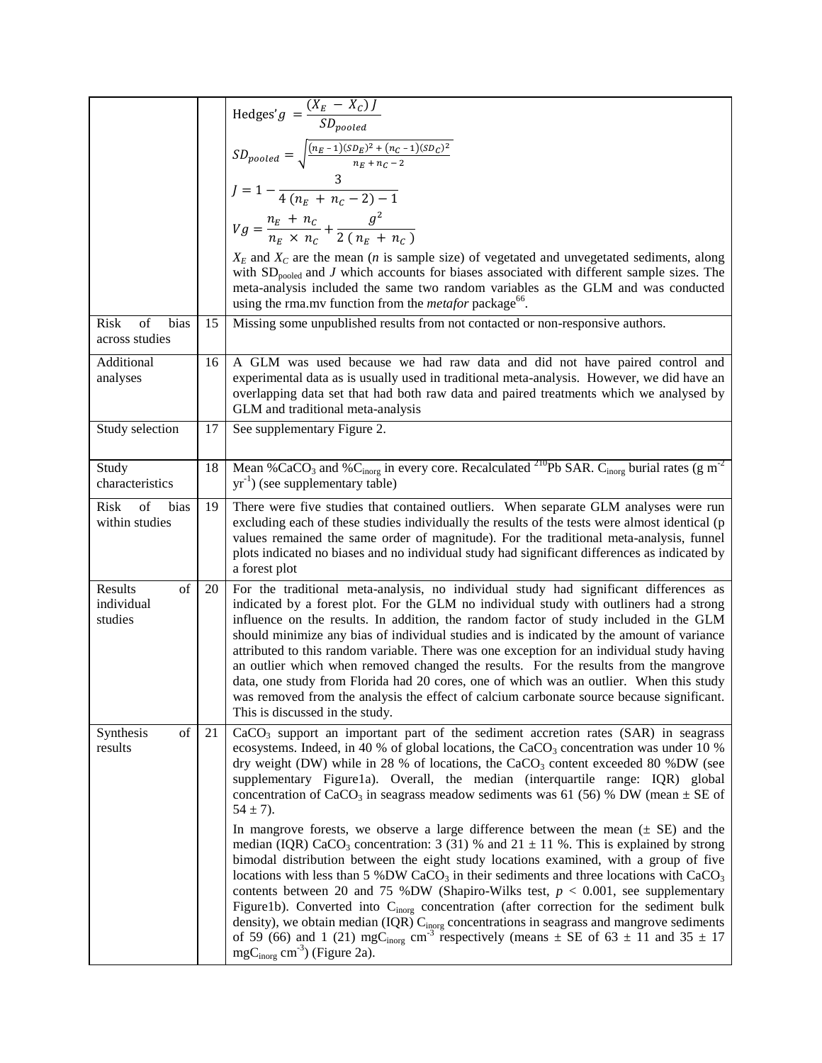| | | |
|---|---|---|
| | | $\text{Hedges}'g = \frac{(X_E - X_C)\,J}{SD_{pooled}}$ <br> $SD_{pooled} = \sqrt{\frac{(n_E - 1)(SD_E)^2 + (n_C - 1)(SD_C)^2}{n_E + n_C - 2}}$ <br> $J = 1 - \frac{3}{4\,(n_E + n_C - 2) - 1}$ <br> $Vg = \frac{n_E + n_C}{n_E \times n_C} + \frac{g^2}{2\,(n_E + n_C)}$ <br> $X_E$ and $X_C$ are the mean (*n* is sample size) of vegetated and unvegetated sediments, along with $SD_{pooled}$ and *J* which accounts for biases associated with different sample sizes. The meta-analysis included the same two random variables as the GLM and was conducted using the rma.mv function from the *metafor* package[66]. |
| Risk of bias across studies | 15 | Missing some unpublished results from not contacted or non-responsive authors. |
| Additional analyses | 16 | A GLM was used because we had raw data and did not have paired control and experimental data as is usually used in traditional meta-analysis. However, we did have an overlapping data set that had both raw data and paired treatments which we analysed by GLM and traditional meta-analysis |
| Study selection | 17 | See supplementary Figure 2. |
| Study characteristics | 18 | Mean $\%CaCO_3$ and $\%C_{inorg}$ in every core. Recalculated $^{210}Pb$ SAR. $C_{inorg}$ burial rates (g $m^{-2}$ $yr^{-1}$) (see supplementary table) |
| Risk of bias within studies | 19 | There were five studies that contained outliers. When separate GLM analyses were run excluding each of these studies individually the results of the tests were almost identical (p values remained the same order of magnitude). For the traditional meta-analysis, funnel plots indicated no biases and no individual study had significant differences as indicated by a forest plot |
| Results of individual studies | 20 | For the traditional meta-analysis, no individual study had significant differences as indicated by a forest plot. For the GLM no individual study with outliners had a strong influence on the results. In addition, the random factor of study included in the GLM should minimize any bias of individual studies and is indicated by the amount of variance attributed to this random variable. There was one exception for an individual study having an outlier which when removed changed the results. For the results from the mangrove data, one study from Florida had 20 cores, one of which was an outlier. When this study was removed from the analysis the effect of calcium carbonate source because significant. This is discussed in the study. |
| Synthesis of results | 21 | $CaCO_3$ support an important part of the sediment accretion rates (SAR) in seagrass ecosystems. Indeed, in 40 % of global locations, the $CaCO_3$ concentration was under 10 % dry weight (DW) while in 28 % of locations, the $CaCO_3$ content exceeded 80 %DW (see supplementary Figure1a). Overall, the median (interquartile range: IQR) global concentration of $CaCO_3$ in seagrass meadow sediments was 61 (56) % DW (mean ± SE of 54 ± 7). <br><br> In mangrove forests, we observe a large difference between the mean (± SE) and the median (IQR) $CaCO_3$ concentration: 3 (31) % and 21 ± 11 %. This is explained by strong bimodal distribution between the eight study locations examined, with a group of five locations with less than 5 %DW $CaCO_3$ in their sediments and three locations with $CaCO_3$ contents between 20 and 75 %DW (Shapiro-Wilks test, $p < 0.001$, see supplementary Figure1b). Converted into $C_{inorg}$ concentration (after correction for the sediment bulk density), we obtain median (IQR) $C_{inorg}$ concentrations in seagrass and mangrove sediments of 59 (66) and 1 (21) $mgC_{inorg}$ $cm^{-3}$ respectively (means ± SE of 63 ± 11 and 35 ± 17 $mgC_{inorg}$ $cm^{-3}$) (Figure 2a). |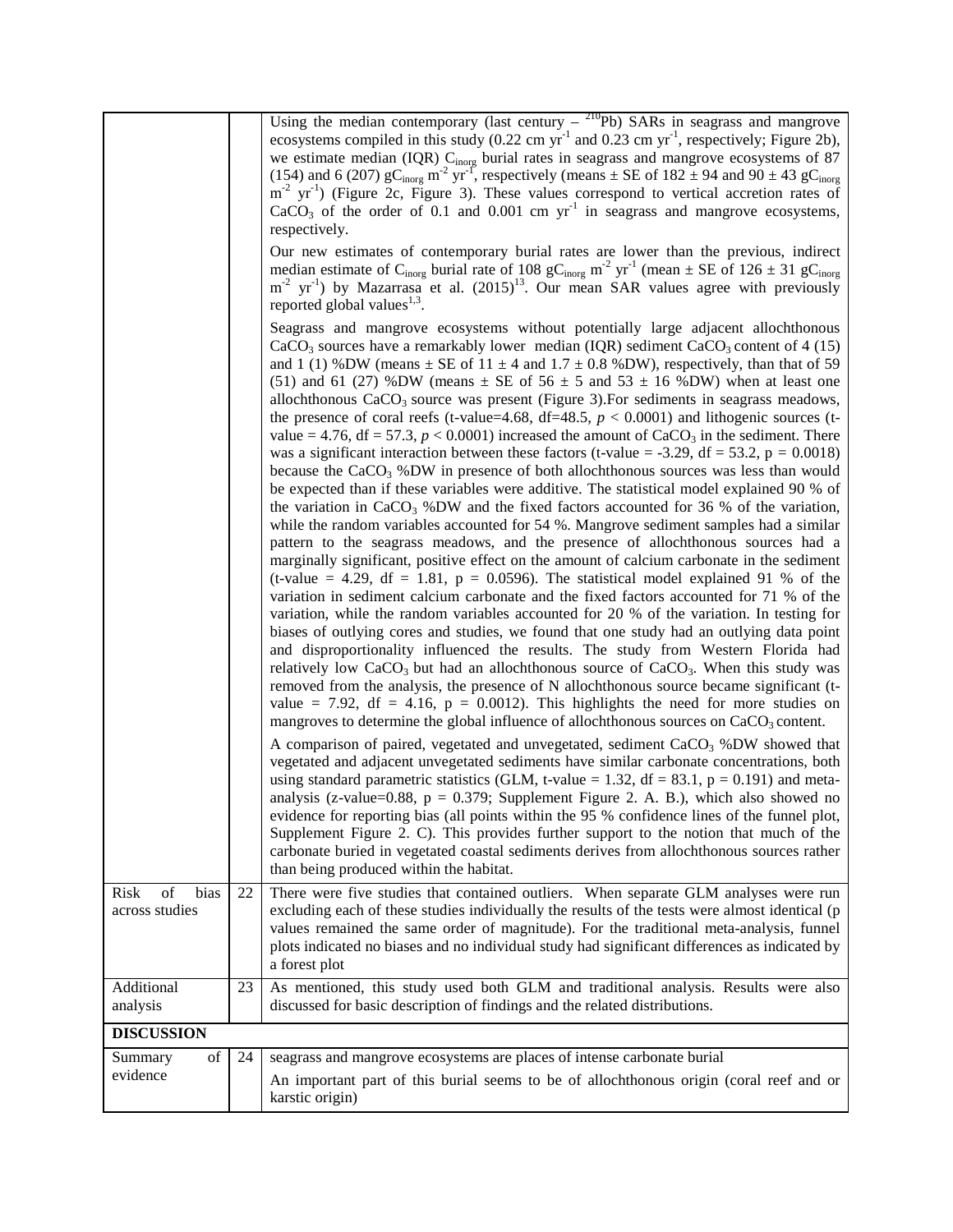| | | |
|---|---|---|
| | | Using the median contemporary (last century – $^{210}Pb$) SARs in seagrass and mangrove ecosystems compiled in this study (0.22 cm $yr^{-1}$ and 0.23 cm $yr^{-1}$, respectively; Figure 2b), we estimate median (IQR) $C_{inorg}$ burial rates in seagrass and mangrove ecosystems of 87 (154) and 6 (207) $gC_{inorg}$ $m^{-2}$ $yr^{-1}$, respectively (means ± SE of 182 ± 94 and 90 ± 43 $gC_{inorg}$ $m^{-2}$ $yr^{-1}$) (Figure 2c, Figure 3). These values correspond to vertical accretion rates of $CaCO_3$ of the order of 0.1 and 0.001 cm $yr^{-1}$ in seagrass and mangrove ecosystems, respectively.<br><br>Our new estimates of contemporary burial rates are lower than the previous, indirect median estimate of $C_{inorg}$ burial rate of 108 $gC_{inorg}$ $m^{-2}$ $yr^{-1}$ (mean ± SE of 126 ± 31 $gC_{inorg}$ $m^{-2}$ $yr^{-1}$) by Mazarrasa et al. (2015)[13]. Our mean SAR values agree with previously reported global values[1,3].<br><br>Seagrass and mangrove ecosystems without potentially large adjacent allochthonous $CaCO_3$ sources have a remarkably lower median (IQR) sediment $CaCO_3$ content of 4 (15) and 1 (1) %DW (means ± SE of 11 ± 4 and 1.7 ± 0.8 %DW), respectively, than that of 59 (51) and 61 (27) %DW (means ± SE of 56 ± 5 and 53 ± 16 %DW) when at least one allochthonous $CaCO_3$ source was present (Figure 3).For sediments in seagrass meadows, the presence of coral reefs (t-value=4.68, df=48.5, $p < 0.0001$) and lithogenic sources (t-value = 4.76, df = 57.3, $p < 0.0001$) increased the amount of $CaCO_3$ in the sediment. There was a significant interaction between these factors (t-value = -3.29, df = 53.2, p = 0.0018) because the $CaCO_3$ %DW in presence of both allochthonous sources was less than would be expected than if these variables were additive. The statistical model explained 90 % of the variation in $CaCO_3$ %DW and the fixed factors accounted for 36 % of the variation, while the random variables accounted for 54 %. Mangrove sediment samples had a similar pattern to the seagrass meadows, and the presence of allochthonous sources had a marginally significant, positive effect on the amount of calcium carbonate in the sediment (t-value = 4.29, df = 1.81, p = 0.0596). The statistical model explained 91 % of the variation in sediment calcium carbonate and the fixed factors accounted for 71 % of the variation, while the random variables accounted for 20 % of the variation. In testing for biases of outlying cores and studies, we found that one study had an outlying data point and disproportionality influenced the results. The study from Western Florida had relatively low $CaCO_3$ but had an allochthonous source of $CaCO_3$. When this study was removed from the analysis, the presence of N allochthonous source became significant (t-value = 7.92, df = 4.16, p = 0.0012). This highlights the need for more studies on mangroves to determine the global influence of allochthonous sources on $CaCO_3$ content.<br><br>A comparison of paired, vegetated and unvegetated, sediment $CaCO_3$ %DW showed that vegetated and adjacent unvegetated sediments have similar carbonate concentrations, both using standard parametric statistics (GLM, t-value = 1.32, df = 83.1, p = 0.191) and meta-analysis (z-value=0.88, p = 0.379; Supplement Figure 2. A. B.), which also showed no evidence for reporting bias (all points within the 95 % confidence lines of the funnel plot, Supplement Figure 2. C). This provides further support to the notion that much of the carbonate buried in vegetated coastal sediments derives from allochthonous sources rather than being produced within the habitat. |
| Risk of bias across studies | 22 | There were five studies that contained outliers. When separate GLM analyses were run excluding each of these studies individually the results of the tests were almost identical (p values remained the same order of magnitude). For the traditional meta-analysis, funnel plots indicated no biases and no individual study had significant differences as indicated by a forest plot |
| Additional analysis | 23 | As mentioned, this study used both GLM and traditional analysis. Results were also discussed for basic description of findings and the related distributions. |
| **DISCUSSION** | | |
| Summary of evidence | 24 | seagrass and mangrove ecosystems are places of intense carbonate burial<br><br>An important part of this burial seems to be of allochthonous origin (coral reef and or karstic origin) |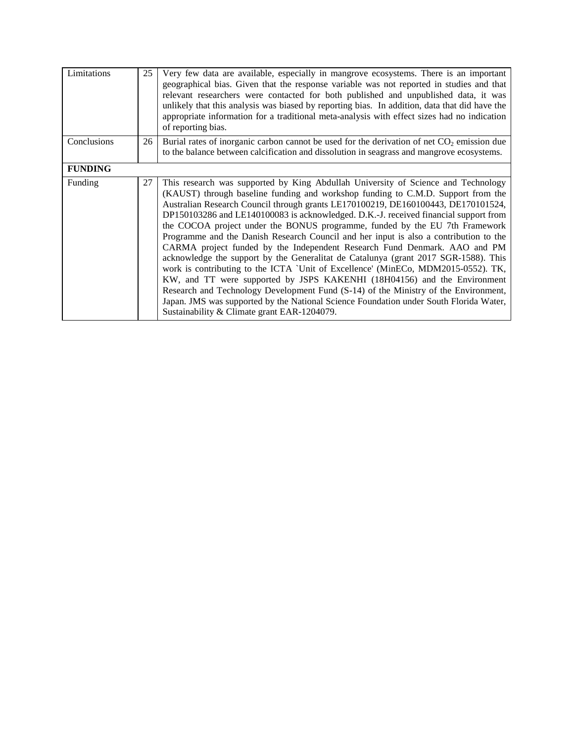| | | |
|---|---|---|
| Limitations | 25 | Very few data are available, especially in mangrove ecosystems. There is an important geographical bias. Given that the response variable was not reported in studies and that relevant researchers were contacted for both published and unpublished data, it was unlikely that this analysis was biased by reporting bias. In addition, data that did have the appropriate information for a traditional meta-analysis with effect sizes had no indication of reporting bias. |
| Conclusions | 26 | Burial rates of inorganic carbon cannot be used for the derivation of net $CO_2$ emission due to the balance between calcification and dissolution in seagrass and mangrove ecosystems. |
| **FUNDING** | | |
| Funding | 27 | This research was supported by King Abdullah University of Science and Technology (KAUST) through baseline funding and workshop funding to C.M.D. Support from the Australian Research Council through grants LE170100219, DE160100443, DE170101524, DP150103286 and LE140100083 is acknowledged. D.K.-J. received financial support from the COCOA project under the BONUS programme, funded by the EU 7th Framework Programme and the Danish Research Council and her input is also a contribution to the CARMA project funded by the Independent Research Fund Denmark. AAO and PM acknowledge the support by the Generalitat de Catalunya (grant 2017 SGR-1588). This work is contributing to the ICTA `Unit of Excellence' (MinECo, MDM2015-0552). TK, KW, and TT were supported by JSPS KAKENHI (18H04156) and the Environment Research and Technology Development Fund (S-14) of the Ministry of the Environment, Japan. JMS was supported by the National Science Foundation under South Florida Water, Sustainability & Climate grant EAR-1204079. |